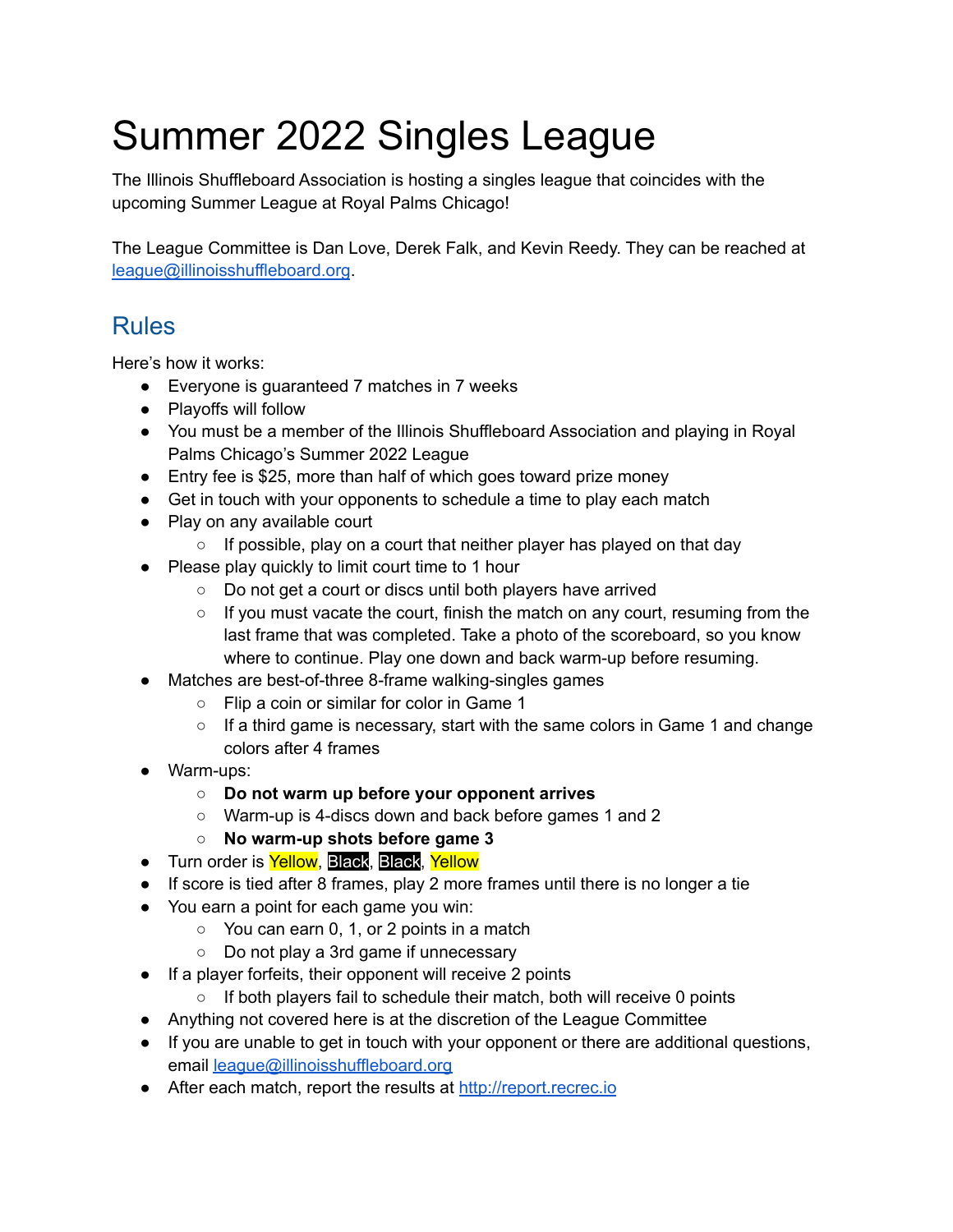# Summer 2022 Singles League

The Illinois Shuffleboard Association is hosting a singles league that coincides with the upcoming Summer League at Royal Palms Chicago!

The League Committee is Dan Love, Derek Falk, and Kevin Reedy. They can be reached at [league@illinoisshuffleboard.org](mailto:league@illinoisshuffleboard.org).

## Rules

Here's how it works:

- Everyone is guaranteed 7 matches in 7 weeks
- Playoffs will follow
- You must be a member of the Illinois Shuffleboard Association and playing in Royal Palms Chicago's Summer 2022 League
- Entry fee is $25, more than half of which goes toward prize money
- Get in touch with your opponents to schedule a time to play each match
- Play on any available court
  - If possible, play on a court that neither player has played on that day
- Please play quickly to limit court time to 1 hour
  - Do not get a court or discs until both players have arrived
  - If you must vacate the court, finish the match on any court, resuming from the last frame that was completed. Take a photo of the scoreboard, so you know where to continue. Play one down and back warm-up before resuming.
- Matches are best-of-three 8-frame walking-singles games
  - Flip a coin or similar for color in Game 1
  - If a third game is necessary, start with the same colors in Game 1 and change colors after 4 frames
- Warm-ups:
  - **Do not warm up before your opponent arrives**
  - Warm-up is 4-discs down and back before games 1 and 2
  - **No warm-up shots before game 3**
- Turn order is Yellow, Black, Black, Yellow
- If score is tied after 8 frames, play 2 more frames until there is no longer a tie
- You earn a point for each game you win:
  - You can earn 0, 1, or 2 points in a match
  - Do not play a 3rd game if unnecessary
- If a player forfeits, their opponent will receive 2 points
  - If both players fail to schedule their match, both will receive 0 points
- Anything not covered here is at the discretion of the League Committee
- If you are unable to get in touch with your opponent or there are additional questions, email [league@illinoisshuffleboard.org](mailto:league@illinoisshuffleboard.org)
- After each match, report the results at [http://report.recrec.io](http://report.recrec.io)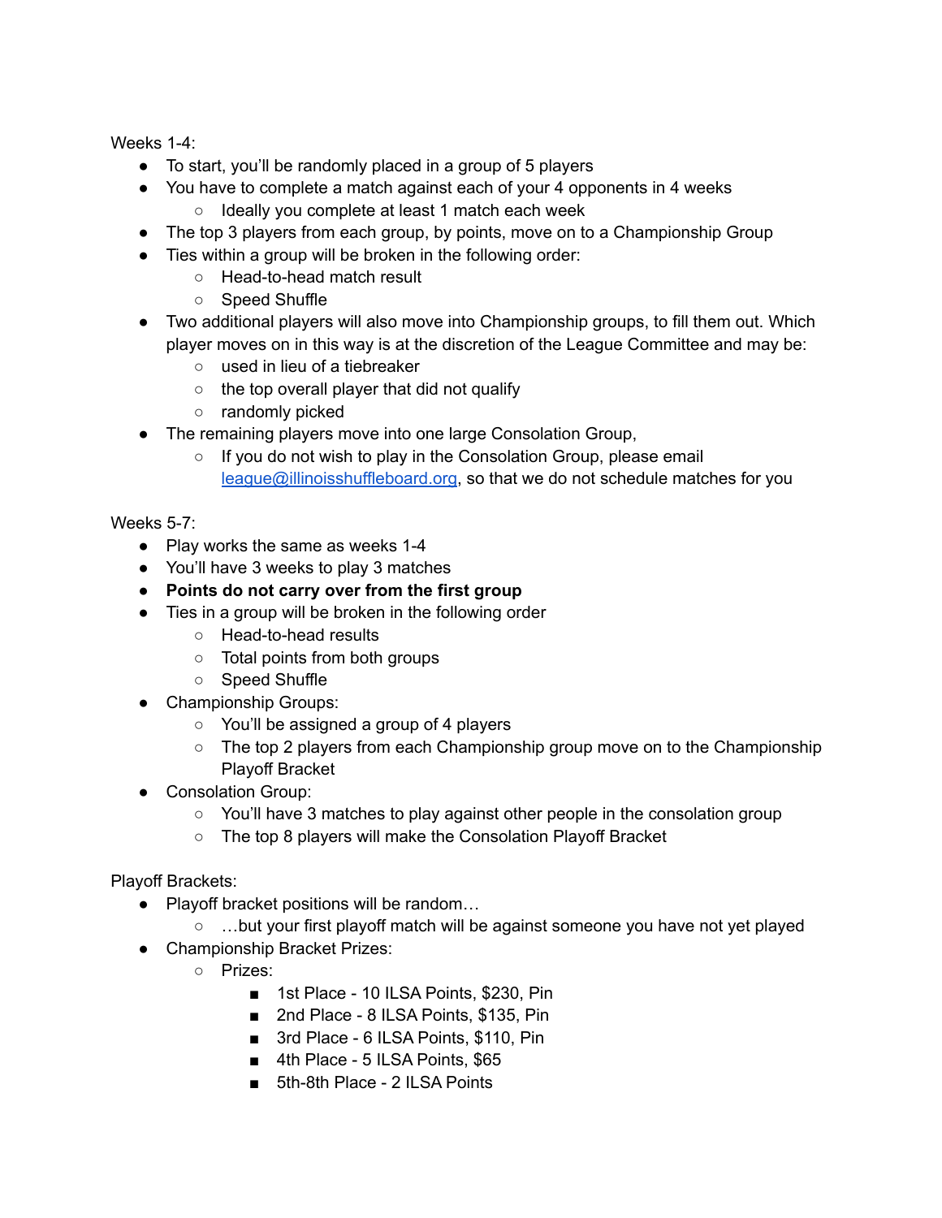Weeks 1-4:

- To start, you'll be randomly placed in a group of 5 players
- You have to complete a match against each of your 4 opponents in 4 weeks
  - Ideally you complete at least 1 match each week
- The top 3 players from each group, by points, move on to a Championship Group
- Ties within a group will be broken in the following order:
  - Head-to-head match result
  - Speed Shuffle
- Two additional players will also move into Championship groups, to fill them out. Which player moves on in this way is at the discretion of the League Committee and may be:
  - used in lieu of a tiebreaker
  - the top overall player that did not qualify
  - randomly picked
- The remaining players move into one large Consolation Group,
  - If you do not wish to play in the Consolation Group, please email [league@illinoisshuffleboard.org](mailto:league@illinoisshuffleboard.org), so that we do not schedule matches for you

Weeks 5-7:

- Play works the same as weeks 1-4
- You'll have 3 weeks to play 3 matches
- **Points do not carry over from the first group**
- Ties in a group will be broken in the following order
  - Head-to-head results
  - Total points from both groups
  - Speed Shuffle
- Championship Groups:
  - You'll be assigned a group of 4 players
  - The top 2 players from each Championship group move on to the Championship Playoff Bracket
- Consolation Group:
  - You'll have 3 matches to play against other people in the consolation group
  - The top 8 players will make the Consolation Playoff Bracket

Playoff Brackets:

- Playoff bracket positions will be random…
  - …but your first playoff match will be against someone you have not yet played
- Championship Bracket Prizes:
  - Prizes:
    - 1st Place - 10 ILSA Points, $230, Pin
    - 2nd Place - 8 ILSA Points, $135, Pin
    - 3rd Place - 6 ILSA Points, $110, Pin
    - 4th Place - 5 ILSA Points, $65
    - 5th-8th Place - 2 ILSA Points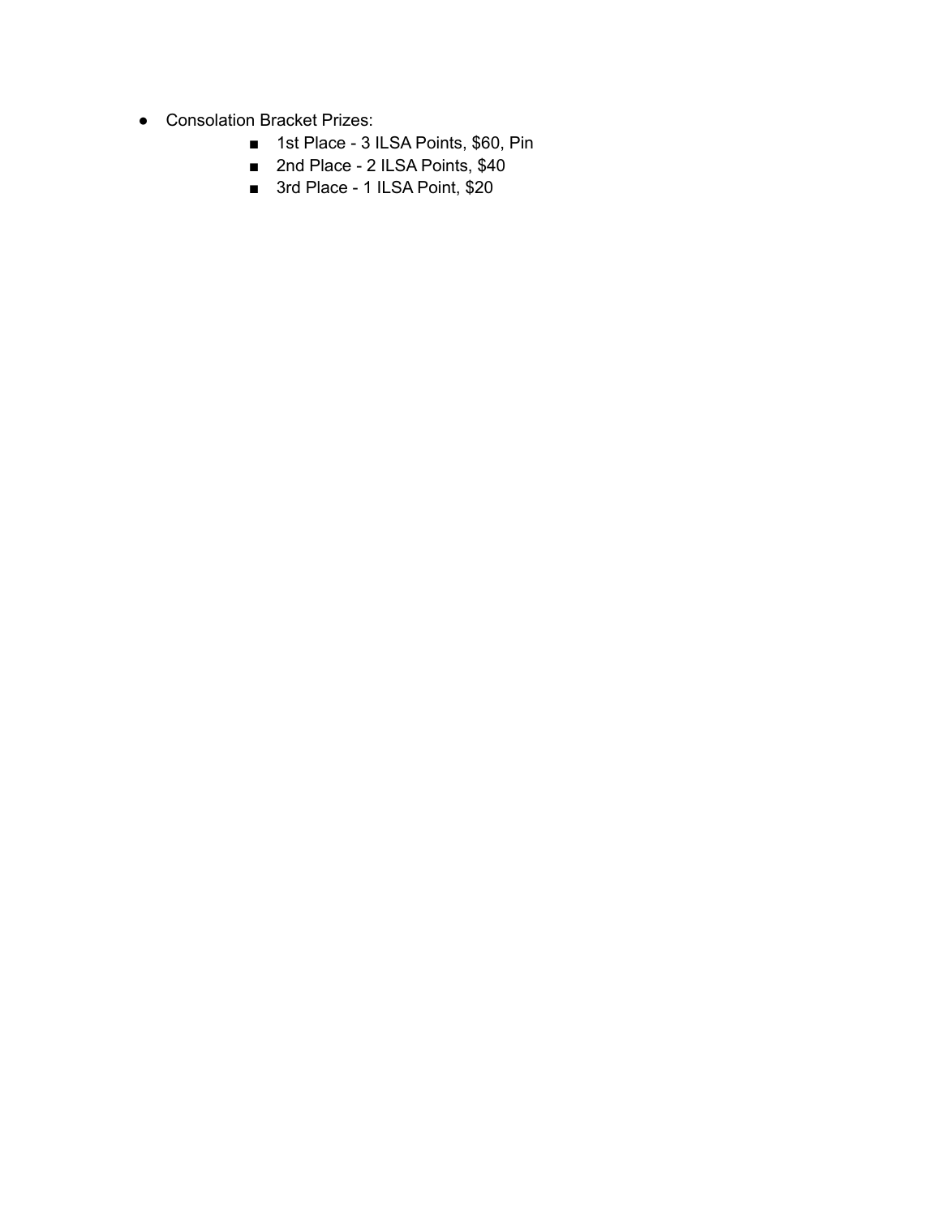- Consolation Bracket Prizes:
    - 1st Place - 3 ILSA Points, $60, Pin
    - 2nd Place - 2 ILSA Points, $40
    - 3rd Place - 1 ILSA Point, $20